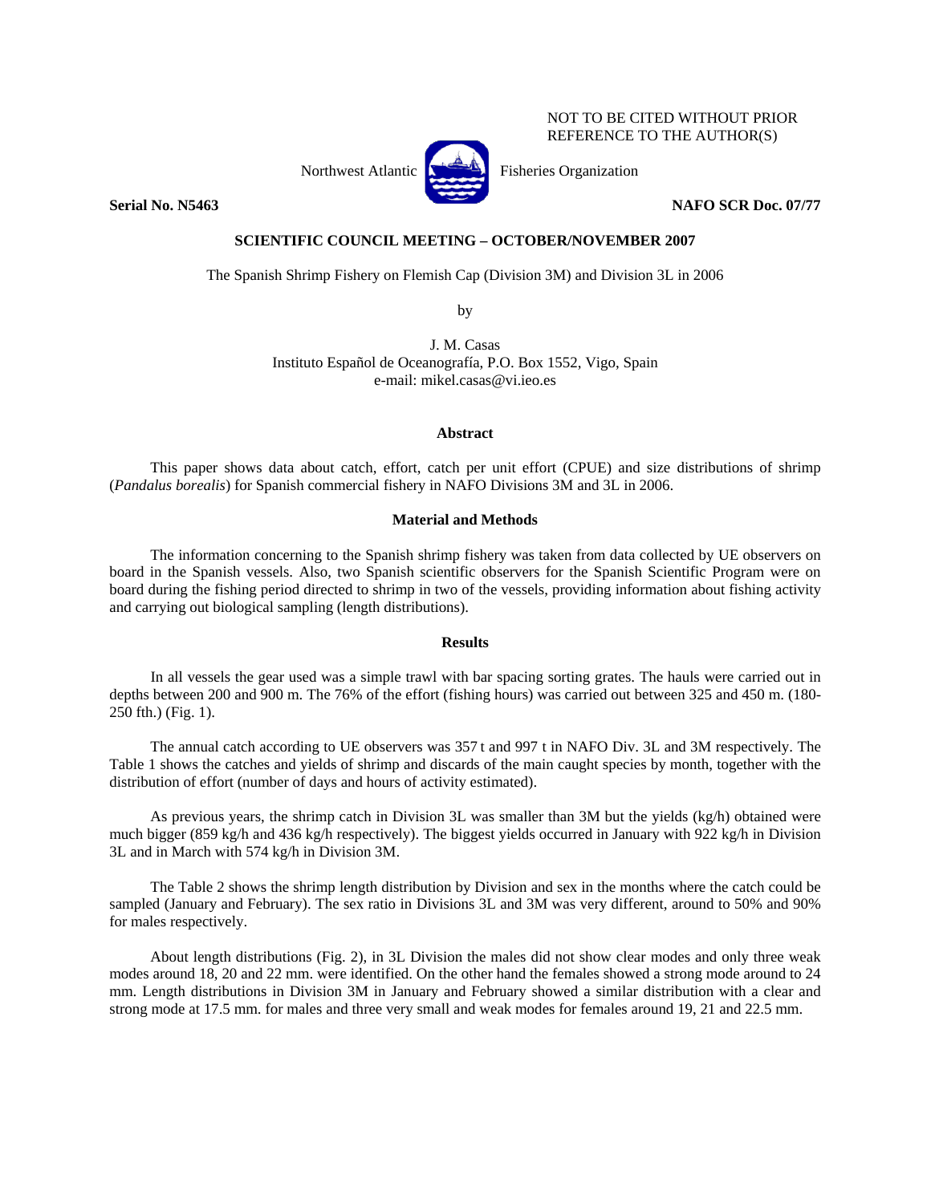NOT TO BE CITED WITHOUT PRIOR REFERENCE TO THE AUTHOR(S)

Northwest Atlantic Fisheries Organization

**Serial No. N5463** **NAFO SCR Doc. 07/77**

**SCIENTIFIC COUNCIL MEETING – OCTOBER/NOVEMBER 2007**

# The Spanish Shrimp Fishery on Flemish Cap (Division 3M) and Division 3L in 2006

by

J. M. Casas
Instituto Español de Oceanografía, P.O. Box 1552, Vigo, Spain
e-mail: mikel.casas@vi.ieo.es

## Abstract

This paper shows data about catch, effort, catch per unit effort (CPUE) and size distributions of shrimp (*Pandalus borealis*) for Spanish commercial fishery in NAFO Divisions 3M and 3L in 2006.

## Material and Methods

The information concerning to the Spanish shrimp fishery was taken from data collected by UE observers on board in the Spanish vessels. Also, two Spanish scientific observers for the Spanish Scientific Program were on board during the fishing period directed to shrimp in two of the vessels, providing information about fishing activity and carrying out biological sampling (length distributions).

## Results

In all vessels the gear used was a simple trawl with bar spacing sorting grates. The hauls were carried out in depths between 200 and 900 m. The 76% of the effort (fishing hours) was carried out between 325 and 450 m. (180-250 fth.) (Fig. 1).

The annual catch according to UE observers was 357 t and 997 t in NAFO Div. 3L and 3M respectively. The Table 1 shows the catches and yields of shrimp and discards of the main caught species by month, together with the distribution of effort (number of days and hours of activity estimated).

As previous years, the shrimp catch in Division 3L was smaller than 3M but the yields (kg/h) obtained were much bigger (859 kg/h and 436 kg/h respectively). The biggest yields occurred in January with 922 kg/h in Division 3L and in March with 574 kg/h in Division 3M.

The Table 2 shows the shrimp length distribution by Division and sex in the months where the catch could be sampled (January and February). The sex ratio in Divisions 3L and 3M was very different, around to 50% and 90% for males respectively.

About length distributions (Fig. 2), in 3L Division the males did not show clear modes and only three weak modes around 18, 20 and 22 mm. were identified. On the other hand the females showed a strong mode around to 24 mm. Length distributions in Division 3M in January and February showed a similar distribution with a clear and strong mode at 17.5 mm. for males and three very small and weak modes for females around 19, 21 and 22.5 mm.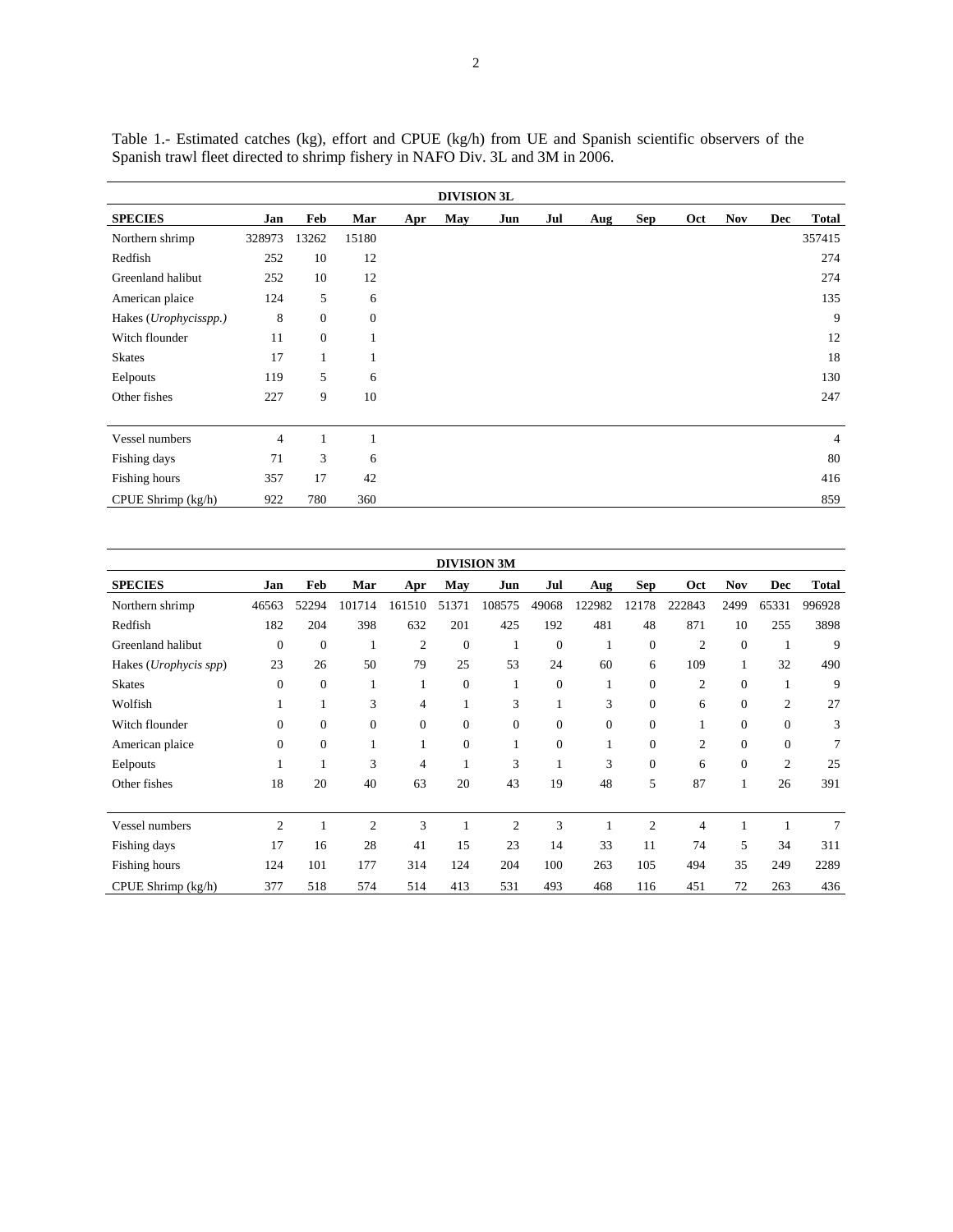Table 1.- Estimated catches (kg), effort and CPUE (kg/h) from UE and Spanish scientific observers of the Spanish trawl fleet directed to shrimp fishery in NAFO Div. 3L and 3M in 2006.

| DIVISION 3L | | | | | | | | | | | | | |
|---|---|---|---|---|---|---|---|---|---|---|---|---|---|
| **SPECIES** | **Jan** | **Feb** | **Mar** | **Apr** | **May** | **Jun** | **Jul** | **Aug** | **Sep** | **Oct** | **Nov** | **Dec** | **Total** |
| Northern shrimp | 328973 | 13262 | 15180 | | | | | | | | | | 357415 |
| Redfish | 252 | 10 | 12 | | | | | | | | | | 274 |
| Greenland halibut | 252 | 10 | 12 | | | | | | | | | | 274 |
| American plaice | 124 | 5 | 6 | | | | | | | | | | 135 |
| Hakes (*Urophycisspp.*) | 8 | 0 | 0 | | | | | | | | | | 9 |
| Witch flounder | 11 | 0 | 1 | | | | | | | | | | 12 |
| Skates | 17 | 1 | 1 | | | | | | | | | | 18 |
| Eelpouts | 119 | 5 | 6 | | | | | | | | | | 130 |
| Other fishes | 227 | 9 | 10 | | | | | | | | | | 247 |
| Vessel numbers | 4 | 1 | 1 | | | | | | | | | | 4 |
| Fishing days | 71 | 3 | 6 | | | | | | | | | | 80 |
| Fishing hours | 357 | 17 | 42 | | | | | | | | | | 416 |
| CPUE Shrimp (kg/h) | 922 | 780 | 360 | | | | | | | | | | 859 |

| DIVISION 3M | | | | | | | | | | | | | |
|---|---|---|---|---|---|---|---|---|---|---|---|---|---|
| **SPECIES** | **Jan** | **Feb** | **Mar** | **Apr** | **May** | **Jun** | **Jul** | **Aug** | **Sep** | **Oct** | **Nov** | **Dec** | **Total** |
| Northern shrimp | 46563 | 52294 | 101714 | 161510 | 51371 | 108575 | 49068 | 122982 | 12178 | 222843 | 2499 | 65331 | 996928 |
| Redfish | 182 | 204 | 398 | 632 | 201 | 425 | 192 | 481 | 48 | 871 | 10 | 255 | 3898 |
| Greenland halibut | 0 | 0 | 1 | 2 | 0 | 1 | 0 | 1 | 0 | 2 | 0 | 1 | 9 |
| Hakes (*Urophycis spp*) | 23 | 26 | 50 | 79 | 25 | 53 | 24 | 60 | 6 | 109 | 1 | 32 | 490 |
| Skates | 0 | 0 | 1 | 1 | 0 | 1 | 0 | 1 | 0 | 2 | 0 | 1 | 9 |
| Wolfish | 1 | 1 | 3 | 4 | 1 | 3 | 1 | 3 | 0 | 6 | 0 | 2 | 27 |
| Witch flounder | 0 | 0 | 0 | 0 | 0 | 0 | 0 | 0 | 0 | 1 | 0 | 0 | 3 |
| American plaice | 0 | 0 | 1 | 1 | 0 | 1 | 0 | 1 | 0 | 2 | 0 | 0 | 7 |
| Eelpouts | 1 | 1 | 3 | 4 | 1 | 3 | 1 | 3 | 0 | 6 | 0 | 2 | 25 |
| Other fishes | 18 | 20 | 40 | 63 | 20 | 43 | 19 | 48 | 5 | 87 | 1 | 26 | 391 |
| Vessel numbers | 2 | 1 | 2 | 3 | 1 | 2 | 3 | 1 | 2 | 4 | 1 | 1 | 7 |
| Fishing days | 17 | 16 | 28 | 41 | 15 | 23 | 14 | 33 | 11 | 74 | 5 | 34 | 311 |
| Fishing hours | 124 | 101 | 177 | 314 | 124 | 204 | 100 | 263 | 105 | 494 | 35 | 249 | 2289 |
| CPUE Shrimp (kg/h) | 377 | 518 | 574 | 514 | 413 | 531 | 493 | 468 | 116 | 451 | 72 | 263 | 436 |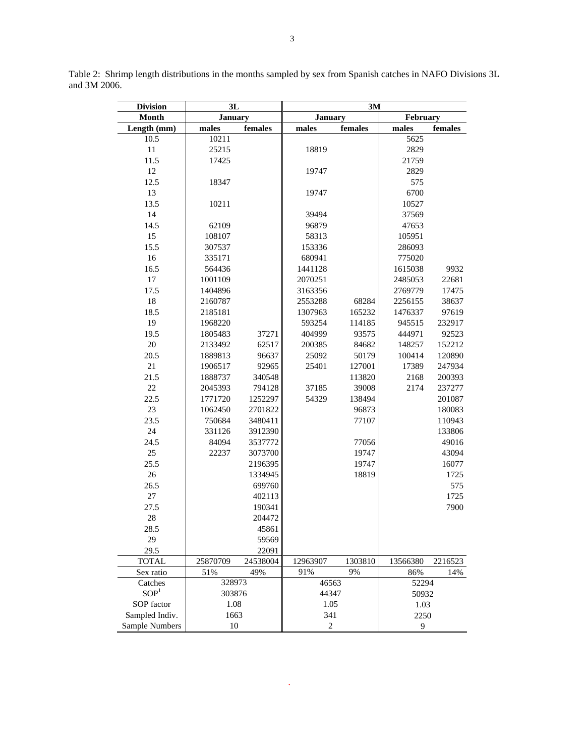Table 2: Shrimp length distributions in the months sampled by sex from Spanish catches in NAFO Divisions 3L and 3M 2006.

| Division | 3L | | 3M | | | |
|---|---|---|---|---|---|---|
| Month | January | | January | | February | |
| Length (mm) | males | females | males | females | males | females |
| 10.5 | 10211 | | | | 5625 | |
| 11 | 25215 | | 18819 | | 2829 | |
| 11.5 | 17425 | | | | 21759 | |
| 12 | | | 19747 | | 2829 | |
| 12.5 | 18347 | | | | 575 | |
| 13 | | | 19747 | | 6700 | |
| 13.5 | 10211 | | | | 10527 | |
| 14 | | | 39494 | | 37569 | |
| 14.5 | 62109 | | 96879 | | 47653 | |
| 15 | 108107 | | 58313 | | 105951 | |
| 15.5 | 307537 | | 153336 | | 286093 | |
| 16 | 335171 | | 680941 | | 775020 | |
| 16.5 | 564436 | | 1441128 | | 1615038 | 9932 |
| 17 | 1001109 | | 2070251 | | 2485053 | 22681 |
| 17.5 | 1404896 | | 3163356 | | 2769779 | 17475 |
| 18 | 2160787 | | 2553288 | 68284 | 2256155 | 38637 |
| 18.5 | 2185181 | | 1307963 | 165232 | 1476337 | 97619 |
| 19 | 1968220 | | 593254 | 114185 | 945515 | 232917 |
| 19.5 | 1805483 | 37271 | 404999 | 93575 | 444971 | 92523 |
| 20 | 2133492 | 62517 | 200385 | 84682 | 148257 | 152212 |
| 20.5 | 1889813 | 96637 | 25092 | 50179 | 100414 | 120890 |
| 21 | 1906517 | 92965 | 25401 | 127001 | 17389 | 247934 |
| 21.5 | 1888737 | 340548 | | 113820 | 2168 | 200393 |
| 22 | 2045393 | 794128 | 37185 | 39008 | 2174 | 237277 |
| 22.5 | 1771720 | 1252297 | 54329 | 138494 | | 201087 |
| 23 | 1062450 | 2701822 | | 96873 | | 180083 |
| 23.5 | 750684 | 3480411 | | 77107 | | 110943 |
| 24 | 331126 | 3912390 | | | | 133806 |
| 24.5 | 84094 | 3537772 | | 77056 | | 49016 |
| 25 | 22237 | 3073700 | | 19747 | | 43094 |
| 25.5 | | 2196395 | | 19747 | | 16077 |
| 26 | | 1334945 | | 18819 | | 1725 |
| 26.5 | | 699760 | | | | 575 |
| 27 | | 402113 | | | | 1725 |
| 27.5 | | 190341 | | | | 7900 |
| 28 | | 204472 | | | | |
| 28.5 | | 45861 | | | | |
| 29 | | 59569 | | | | |
| 29.5 | | 22091 | | | | |
| TOTAL | 25870709 | 24538004 | 12963907 | 1303810 | 13566380 | 2216523 |
| Sex ratio | 51% | 49% | 91% | 9% | 86% | 14% |
| Catches | 328973 | | 46563 | | 52294 | |
| SOP[1] | 303876 | | 44347 | | 50932 | |
| SOP factor | 1.08 | | 1.05 | | 1.03 | |
| Sampled Indiv. | 1663 | | 341 | | 2250 | |
| Sample Numbers | 10 | | 2 | | 9 | |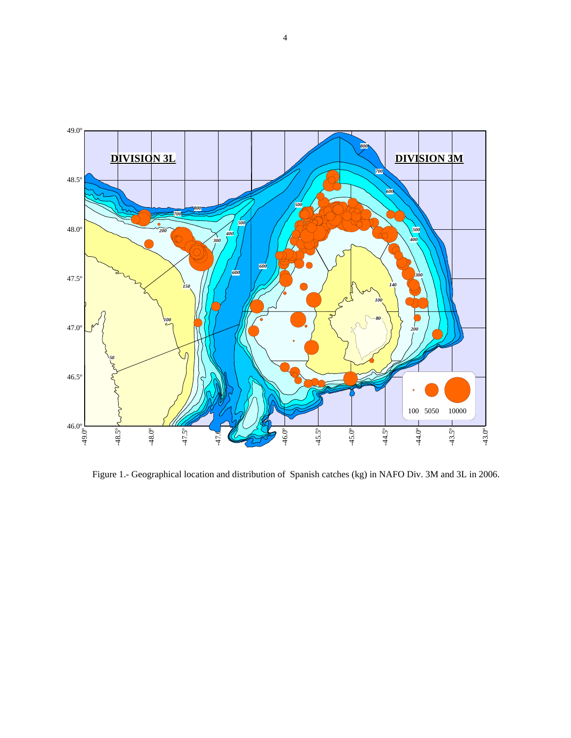Figure 1.- Geographical location and distribution of Spanish catches (kg) in NAFO Div. 3M and 3L in 2006.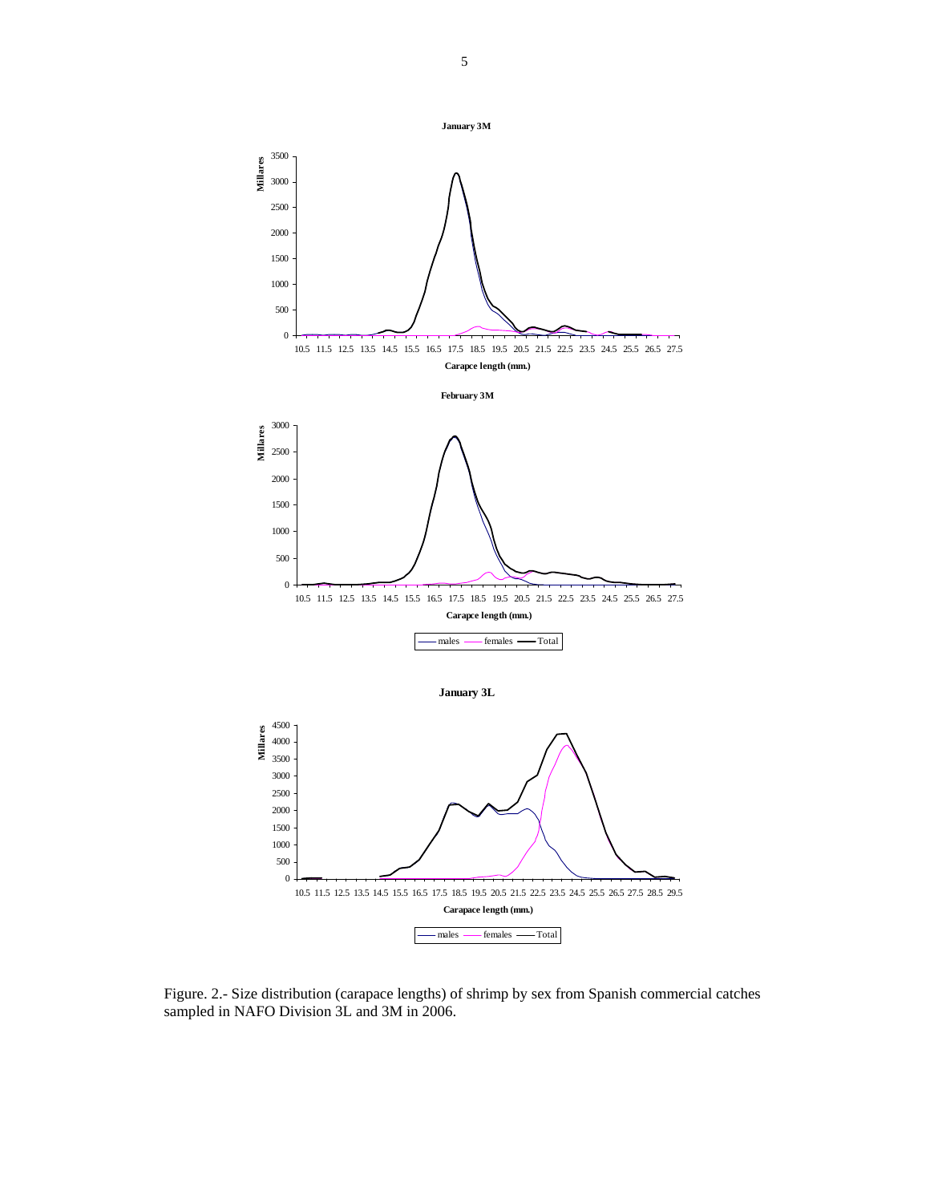January 3M

Millares

3500
3000
2500
2000
1500
1000
500
0

10.5 11.5 12.5 13.5 14.5 15.5 16.5 17.5 18.5 19.5 20.5 21.5 22.5 23.5 24.5 25.5 26.5 27.5

Carapce length (mm.)

February 3M

Millares

3000
2500
2000
1500
1000
500
0

10.5 11.5 12.5 13.5 14.5 15.5 16.5 17.5 18.5 19.5 20.5 21.5 22.5 23.5 24.5 25.5 26.5 27.5

Carapce length (mm.)

males females Total

January 3L

Millares

4500
4000
3500
3000
2500
2000
1500
1000
500
0

10.5 11.5 12.5 13.5 14.5 15.5 16.5 17.5 18.5 19.5 20.5 21.5 22.5 23.5 24.5 25.5 26.5 27.5 28.5 29.5

Carapce length (mm.)

males females Total

Figure. 2.- Size distribution (carapace lengths) of shrimp by sex from Spanish commercial catches sampled in NAFO Division 3L and 3M in 2006.